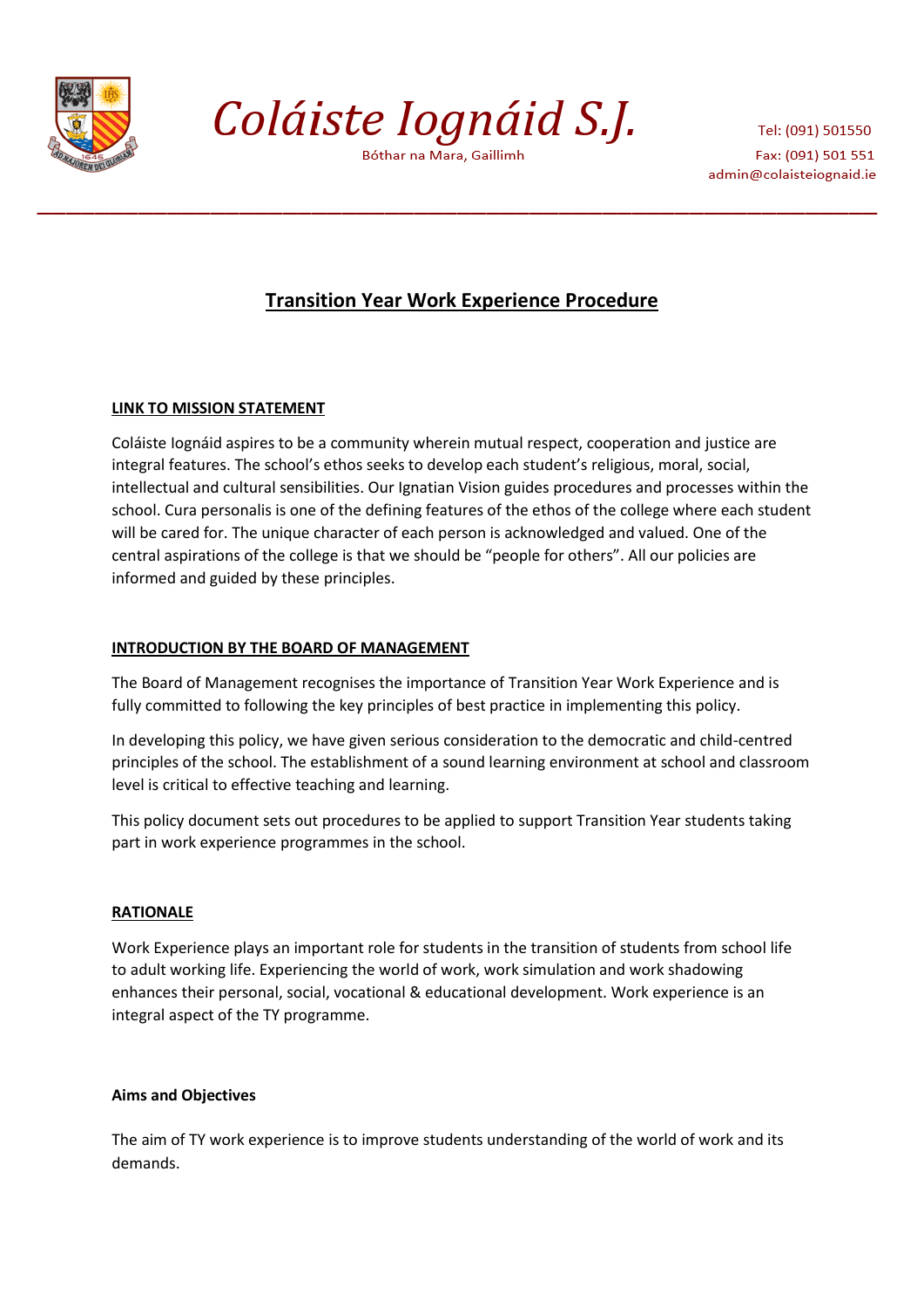# Coláiste Iognáid S.J.

Bóthar na Mara, Gaillimh

Tel: (091) 501550
Fax: (091) 501 551
admin@colaisteiognaid.ie

## Transition Year Work Experience Procedure

### LINK TO MISSION STATEMENT

Coláiste Iognáid aspires to be a community wherein mutual respect, cooperation and justice are integral features. The school's ethos seeks to develop each student's religious, moral, social, intellectual and cultural sensibilities. Our Ignatian Vision guides procedures and processes within the school. Cura personalis is one of the defining features of the ethos of the college where each student will be cared for. The unique character of each person is acknowledged and valued. One of the central aspirations of the college is that we should be "people for others". All our policies are informed and guided by these principles.

### INTRODUCTION BY THE BOARD OF MANAGEMENT

The Board of Management recognises the importance of Transition Year Work Experience and is fully committed to following the key principles of best practice in implementing this policy.

In developing this policy, we have given serious consideration to the democratic and child-centred principles of the school. The establishment of a sound learning environment at school and classroom level is critical to effective teaching and learning.

This policy document sets out procedures to be applied to support Transition Year students taking part in work experience programmes in the school.

### RATIONALE

Work Experience plays an important role for students in the transition of students from school life to adult working life. Experiencing the world of work, work simulation and work shadowing enhances their personal, social, vocational & educational development. Work experience is an integral aspect of the TY programme.

**Aims and Objectives**

The aim of TY work experience is to improve students understanding of the world of work and its demands.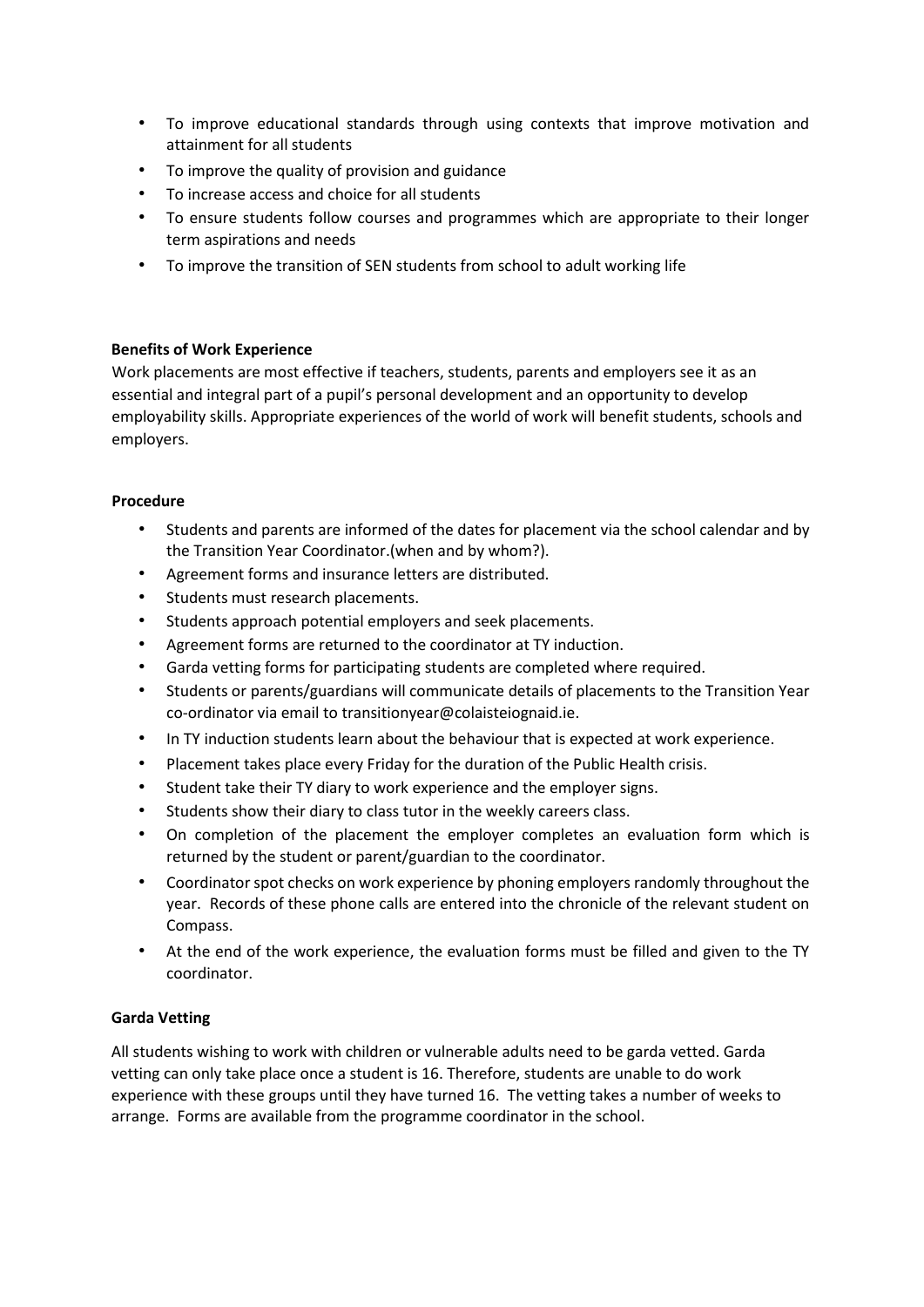- To improve educational standards through using contexts that improve motivation and attainment for all students
- To improve the quality of provision and guidance
- To increase access and choice for all students
- To ensure students follow courses and programmes which are appropriate to their longer term aspirations and needs
- To improve the transition of SEN students from school to adult working life

**Benefits of Work Experience**

Work placements are most effective if teachers, students, parents and employers see it as an essential and integral part of a pupil's personal development and an opportunity to develop employability skills. Appropriate experiences of the world of work will benefit students, schools and employers.

**Procedure**

- Students and parents are informed of the dates for placement via the school calendar and by the Transition Year Coordinator.(when and by whom?).
- Agreement forms and insurance letters are distributed.
- Students must research placements.
- Students approach potential employers and seek placements.
- Agreement forms are returned to the coordinator at TY induction.
- Garda vetting forms for participating students are completed where required.
- Students or parents/guardians will communicate details of placements to the Transition Year co-ordinator via email to transitionyear@colaisteiognaid.ie.
- In TY induction students learn about the behaviour that is expected at work experience.
- Placement takes place every Friday for the duration of the Public Health crisis.
- Student take their TY diary to work experience and the employer signs.
- Students show their diary to class tutor in the weekly careers class.
- On completion of the placement the employer completes an evaluation form which is returned by the student or parent/guardian to the coordinator.
- Coordinator spot checks on work experience by phoning employers randomly throughout the year. Records of these phone calls are entered into the chronicle of the relevant student on Compass.
- At the end of the work experience, the evaluation forms must be filled and given to the TY coordinator.

**Garda Vetting**

All students wishing to work with children or vulnerable adults need to be garda vetted. Garda vetting can only take place once a student is 16. Therefore, students are unable to do work experience with these groups until they have turned 16. The vetting takes a number of weeks to arrange. Forms are available from the programme coordinator in the school.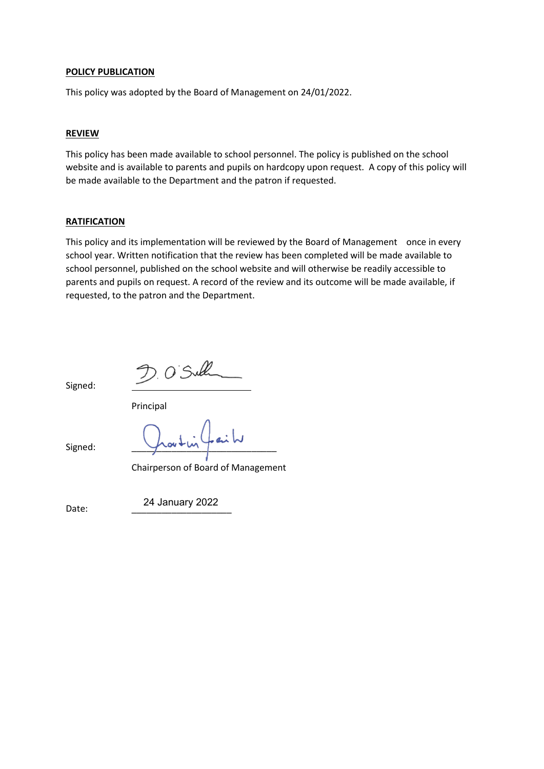**POLICY PUBLICATION**

This policy was adopted by the Board of Management on 24/01/2022.

**REVIEW**

This policy has been made available to school personnel. The policy is published on the school website and is available to parents and pupils on hardcopy upon request. A copy of this policy will be made available to the Department and the patron if requested.

**RATIFICATION**

This policy and its implementation will be reviewed by the Board of Management once in every school year. Written notification that the review has been completed will be made available to school personnel, published on the school website and will otherwise be readily accessible to parents and pupils on request. A record of the review and its outcome will be made available, if requested, to the patron and the Department.

Signed: D. O'Sull\_\_\_\_\_\_\_\_\_\_\_\_

Principal

Signed: \_\_\_\_\_\_\_\_\_\_\_\_\_\_\_\_\_\_\_\_\_\_\_\_\_\_\_\_

Chairperson of Board of Management

Date: 24 January 2022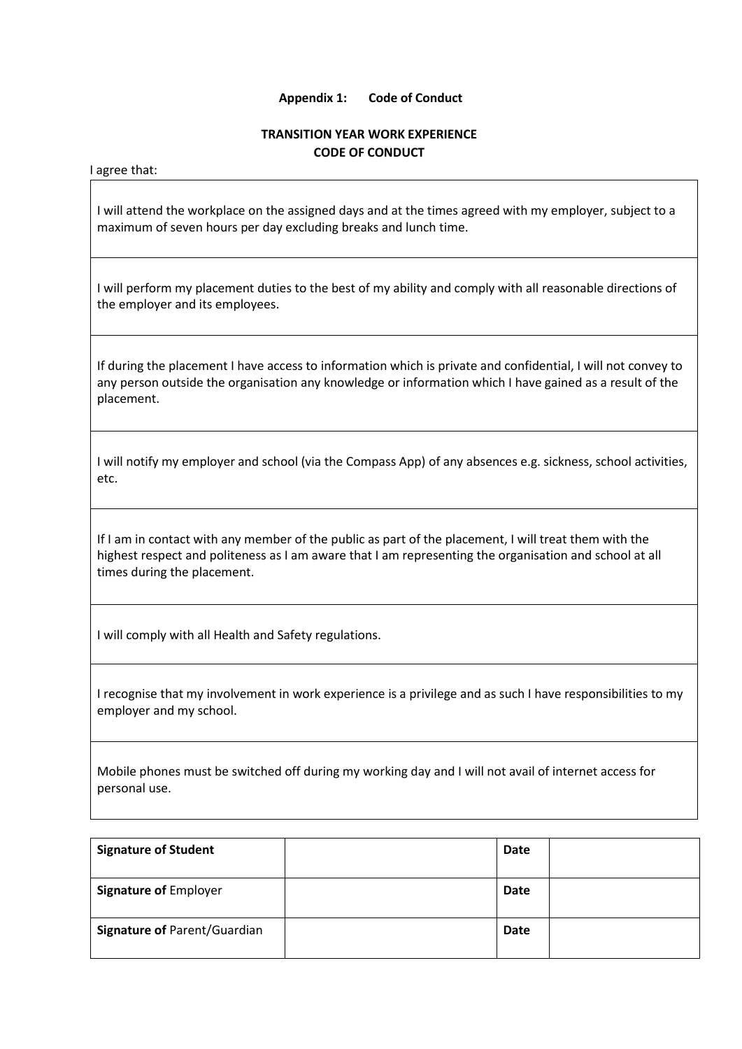**Appendix 1: Code of Conduct**

**TRANSITION YEAR WORK EXPERIENCE**
**CODE OF CONDUCT**

I agree that:

| |
|---|
| I will attend the workplace on the assigned days and at the times agreed with my employer, subject to a maximum of seven hours per day excluding breaks and lunch time. |
| I will perform my placement duties to the best of my ability and comply with all reasonable directions of the employer and its employees. |
| If during the placement I have access to information which is private and confidential, I will not convey to any person outside the organisation any knowledge or information which I have gained as a result of the placement. |
| I will notify my employer and school (via the Compass App) of any absences e.g. sickness, school activities, etc. |
| If I am in contact with any member of the public as part of the placement, I will treat them with the highest respect and politeness as I am aware that I am representing the organisation and school at all times during the placement. |
| I will comply with all Health and Safety regulations. |
| I recognise that my involvement in work experience is a privilege and as such I have responsibilities to my employer and my school. |
| Mobile phones must be switched off during my working day and I will not avail of internet access for personal use. |

| | | | |
|---|---|---|---|
| **Signature of Student** | | **Date** | |
| **Signature of** Employer | | **Date** | |
| **Signature of** Parent/Guardian | | **Date** | |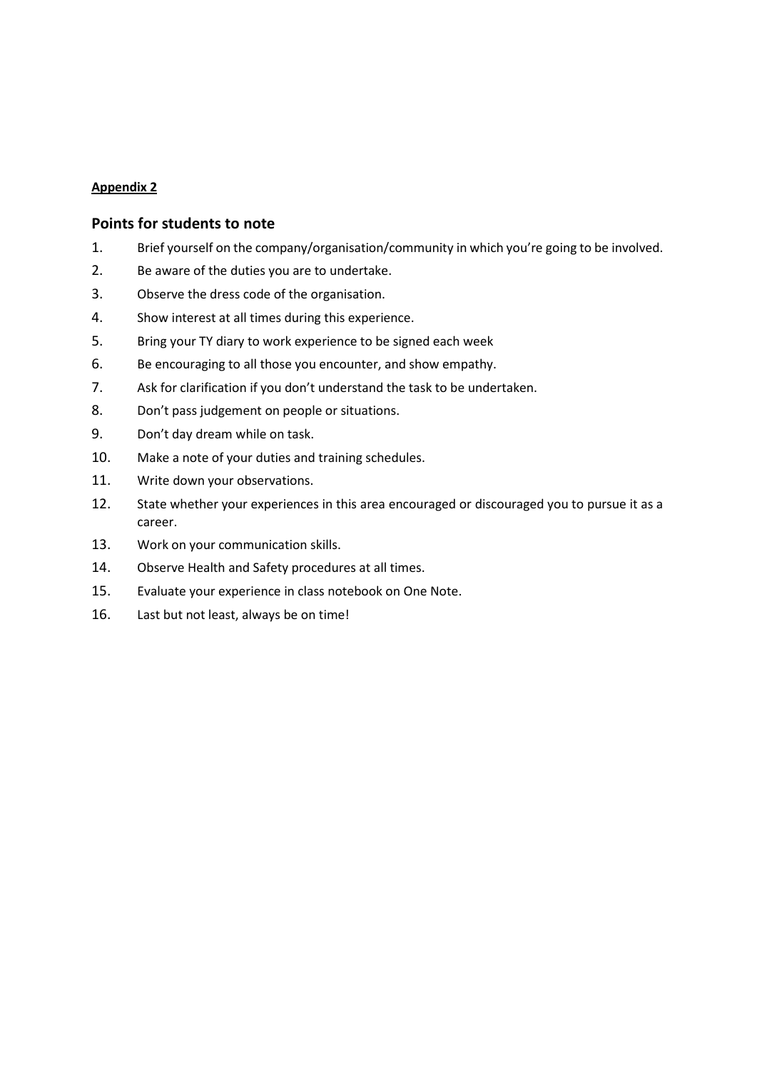**Appendix 2**

## Points for students to note

1. Brief yourself on the company/organisation/community in which you're going to be involved.
2. Be aware of the duties you are to undertake.
3. Observe the dress code of the organisation.
4. Show interest at all times during this experience.
5. Bring your TY diary to work experience to be signed each week
6. Be encouraging to all those you encounter, and show empathy.
7. Ask for clarification if you don't understand the task to be undertaken.
8. Don't pass judgement on people or situations.
9. Don't day dream while on task.
10. Make a note of your duties and training schedules.
11. Write down your observations.
12. State whether your experiences in this area encouraged or discouraged you to pursue it as a career.
13. Work on your communication skills.
14. Observe Health and Safety procedures at all times.
15. Evaluate your experience in class notebook on One Note.
16. Last but not least, always be on time!